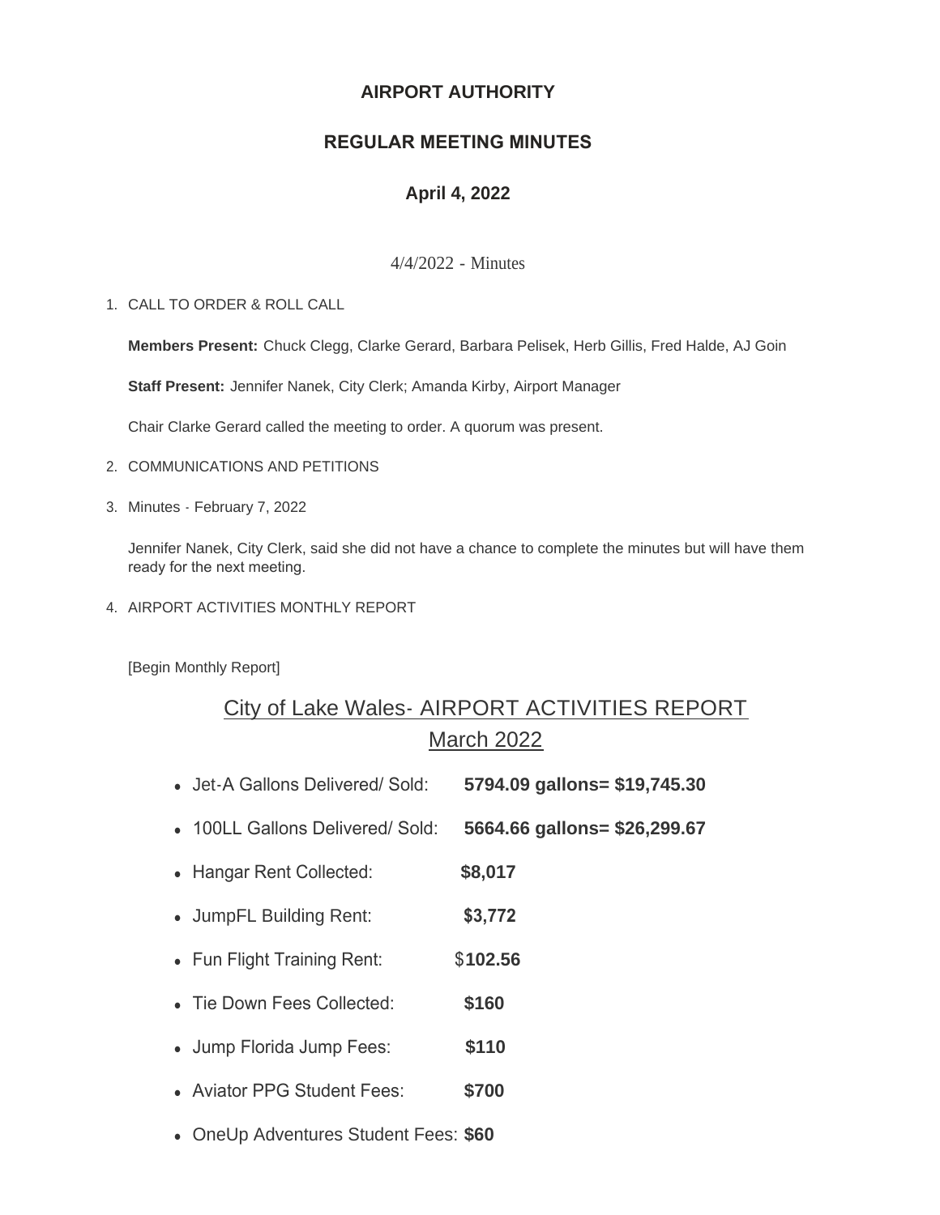# AIRPORT AUTHORITY

## REGULAR MEETING MINUTES

### April 4, 2022

4/4/2022 - Minutes

1. CALL TO ORDER & ROLL CALL

   **Members Present:** Chuck Clegg, Clarke Gerard, Barbara Pelisek, Herb Gillis, Fred Halde, AJ Goin

   **Staff Present:** Jennifer Nanek, City Clerk; Amanda Kirby, Airport Manager

   Chair Clarke Gerard called the meeting to order. A quorum was present.

2. COMMUNICATIONS AND PETITIONS

3. Minutes - February 7, 2022

   Jennifer Nanek, City Clerk, said she did not have a chance to complete the minutes but will have them ready for the next meeting.

4. AIRPORT ACTIVITIES MONTHLY REPORT

   [Begin Monthly Report]

## City of Lake Wales- AIRPORT ACTIVITIES REPORT March 2022

- Jet-A Gallons Delivered/ Sold: **5794.09 gallons= $19,745.30**
- 100LL Gallons Delivered/ Sold: **5664.66 gallons= $26,299.67**
- Hangar Rent Collected: **$8,017**
- JumpFL Building Rent: **$3,772**
- Fun Flight Training Rent: $**102.56**
- Tie Down Fees Collected: **$160**
- Jump Florida Jump Fees: **$110**
- Aviator PPG Student Fees: **$700**
- OneUp Adventures Student Fees: **$60**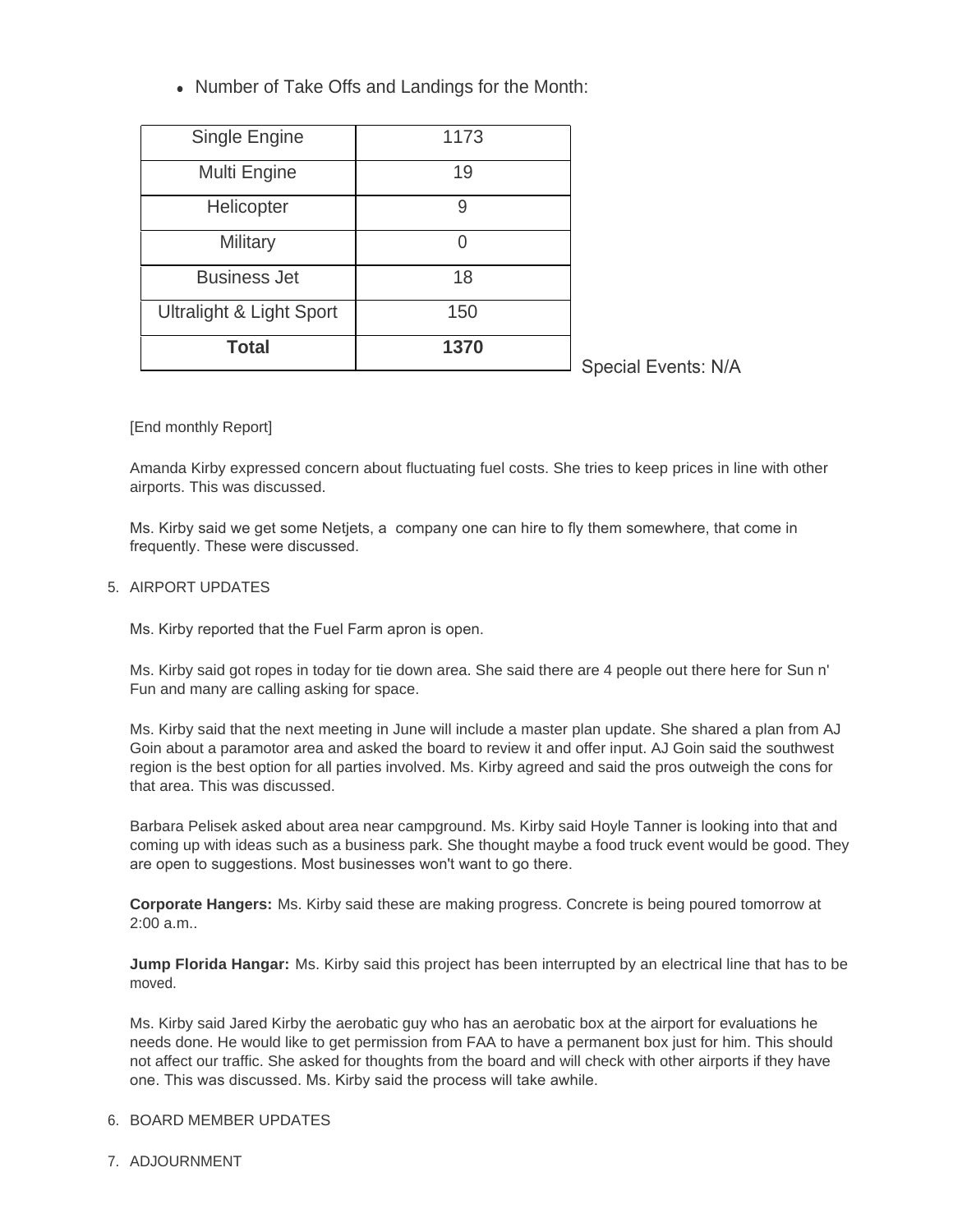- Number of Take Offs and Landings for the Month:

| Single Engine | 1173 |
|---|---|
| Multi Engine | 19 |
| Helicopter | 9 |
| Military | 0 |
| Business Jet | 18 |
| Ultralight & Light Sport | 150 |
| **Total** | **1370** |

Special Events: N/A

[End monthly Report]

Amanda Kirby expressed concern about fluctuating fuel costs. She tries to keep prices in line with other airports. This was discussed.

Ms. Kirby said we get some Netjets, a company one can hire to fly them somewhere, that come in frequently. These were discussed.

5. AIRPORT UPDATES

Ms. Kirby reported that the Fuel Farm apron is open.

Ms. Kirby said got ropes in today for tie down area. She said there are 4 people out there here for Sun n' Fun and many are calling asking for space.

Ms. Kirby said that the next meeting in June will include a master plan update. She shared a plan from AJ Goin about a paramotor area and asked the board to review it and offer input. AJ Goin said the southwest region is the best option for all parties involved. Ms. Kirby agreed and said the pros outweigh the cons for that area. This was discussed.

Barbara Pelisek asked about area near campground. Ms. Kirby said Hoyle Tanner is looking into that and coming up with ideas such as a business park. She thought maybe a food truck event would be good. They are open to suggestions. Most businesses won't want to go there.

**Corporate Hangers:** Ms. Kirby said these are making progress. Concrete is being poured tomorrow at 2:00 a.m..

**Jump Florida Hangar:** Ms. Kirby said this project has been interrupted by an electrical line that has to be moved.

Ms. Kirby said Jared Kirby the aerobatic guy who has an aerobatic box at the airport for evaluations he needs done. He would like to get permission from FAA to have a permanent box just for him. This should not affect our traffic. She asked for thoughts from the board and will check with other airports if they have one. This was discussed. Ms. Kirby said the process will take awhile.

6. BOARD MEMBER UPDATES

7. ADJOURNMENT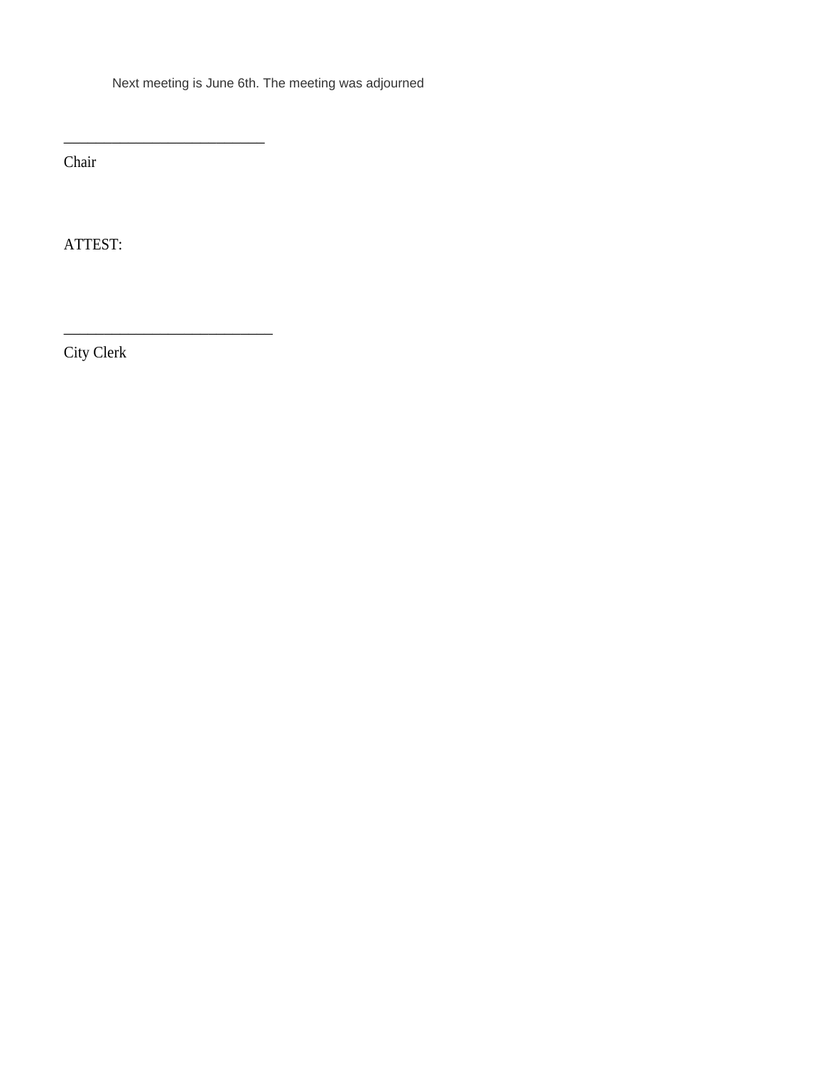Next meeting is June 6th. The meeting was adjourned

\_\_\_\_\_\_\_\_\_\_\_\_\_\_\_\_\_\_\_\_\_\_\_\_\_\_

Chair

ATTEST:

\_\_\_\_\_\_\_\_\_\_\_\_\_\_\_\_\_\_\_\_\_\_\_\_\_\_\_

City Clerk